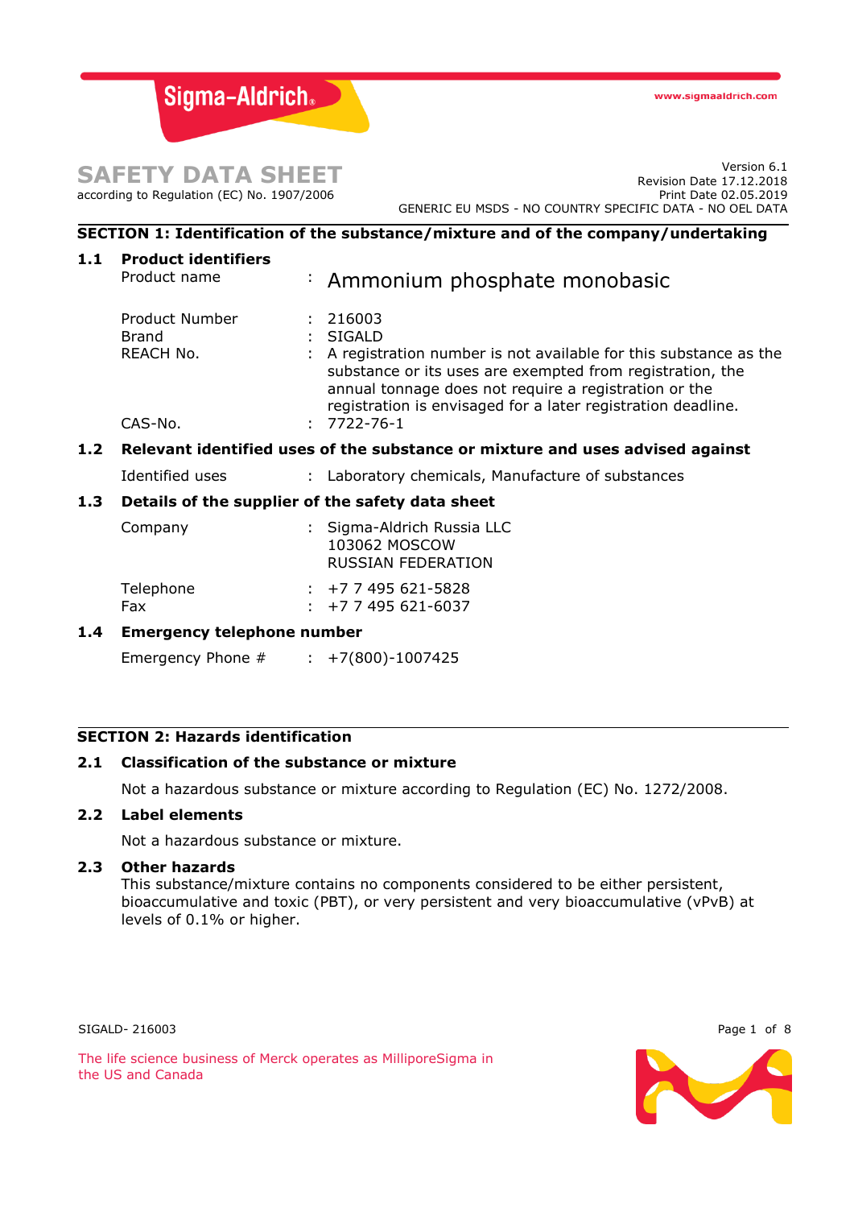# SAFETY DATA SHEET

according to Regulation (EC) No. 1907/2006

Version 6.1
Revision Date 17.12.2018
Print Date 02.05.2019
GENERIC EU MSDS - NO COUNTRY SPECIFIC DATA - NO OEL DATA

## SECTION 1: Identification of the substance/mixture and of the company/undertaking

### 1.1 Product identifiers

| | | |
|---|---|---|
| Product name | : | Ammonium phosphate monobasic |
| Product Number | : | 216003 |
| Brand | : | SIGALD |
| REACH No. | : | A registration number is not available for this substance as the substance or its uses are exempted from registration, the annual tonnage does not require a registration or the registration is envisaged for a later registration deadline. |
| CAS-No. | : | 7722-76-1 |

### 1.2 Relevant identified uses of the substance or mixture and uses advised against

| | | |
|---|---|---|
| Identified uses | : | Laboratory chemicals, Manufacture of substances |

### 1.3 Details of the supplier of the safety data sheet

| | | |
|---|---|---|
| Company | : | Sigma-Aldrich Russia LLC<br>103062 MOSCOW<br>RUSSIAN FEDERATION |
| Telephone | : | +7 7 495 621-5828 |
| Fax | : | +7 7 495 621-6037 |

### 1.4 Emergency telephone number

| | | |
|---|---|---|
| Emergency Phone # | : | +7(800)-1007425 |

## SECTION 2: Hazards identification

### 2.1 Classification of the substance or mixture

Not a hazardous substance or mixture according to Regulation (EC) No. 1272/2008.

### 2.2 Label elements

Not a hazardous substance or mixture.

### 2.3 Other hazards

This substance/mixture contains no components considered to be either persistent, bioaccumulative and toxic (PBT), or very persistent and very bioaccumulative (vPvB) at levels of 0.1% or higher.

The life science business of Merck operates as MilliporeSigma in the US and Canada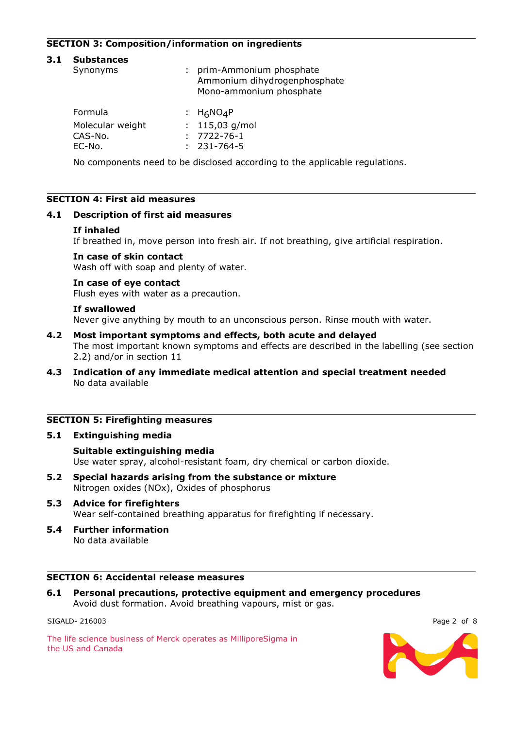## SECTION 3: Composition/information on ingredients

### 3.1 Substances

| | | |
|---|---|---|
| Synonyms | : | prim-Ammonium phosphate<br>Ammonium dihydrogenphosphate<br>Mono-ammonium phosphate |
| Formula | : | $H_6NO_4P$ |
| Molecular weight | : | 115,03 g/mol |
| CAS-No. | : | 7722-76-1 |
| EC-No. | : | 231-764-5 |

No components need to be disclosed according to the applicable regulations.

## SECTION 4: First aid measures

### 4.1 Description of first aid measures

**If inhaled**
If breathed in, move person into fresh air. If not breathing, give artificial respiration.

**In case of skin contact**
Wash off with soap and plenty of water.

**In case of eye contact**
Flush eyes with water as a precaution.

**If swallowed**
Never give anything by mouth to an unconscious person. Rinse mouth with water.

### 4.2 Most important symptoms and effects, both acute and delayed

The most important known symptoms and effects are described in the labelling (see section 2.2) and/or in section 11

### 4.3 Indication of any immediate medical attention and special treatment needed

No data available

## SECTION 5: Firefighting measures

### 5.1 Extinguishing media

**Suitable extinguishing media**
Use water spray, alcohol-resistant foam, dry chemical or carbon dioxide.

### 5.2 Special hazards arising from the substance or mixture

Nitrogen oxides (NOx), Oxides of phosphorus

### 5.3 Advice for firefighters

Wear self-contained breathing apparatus for firefighting if necessary.

### 5.4 Further information

No data available

## SECTION 6: Accidental release measures

### 6.1 Personal precautions, protective equipment and emergency procedures

Avoid dust formation. Avoid breathing vapours, mist or gas.

SIGALD- 216003

The life science business of Merck operates as MilliporeSigma in the US and Canada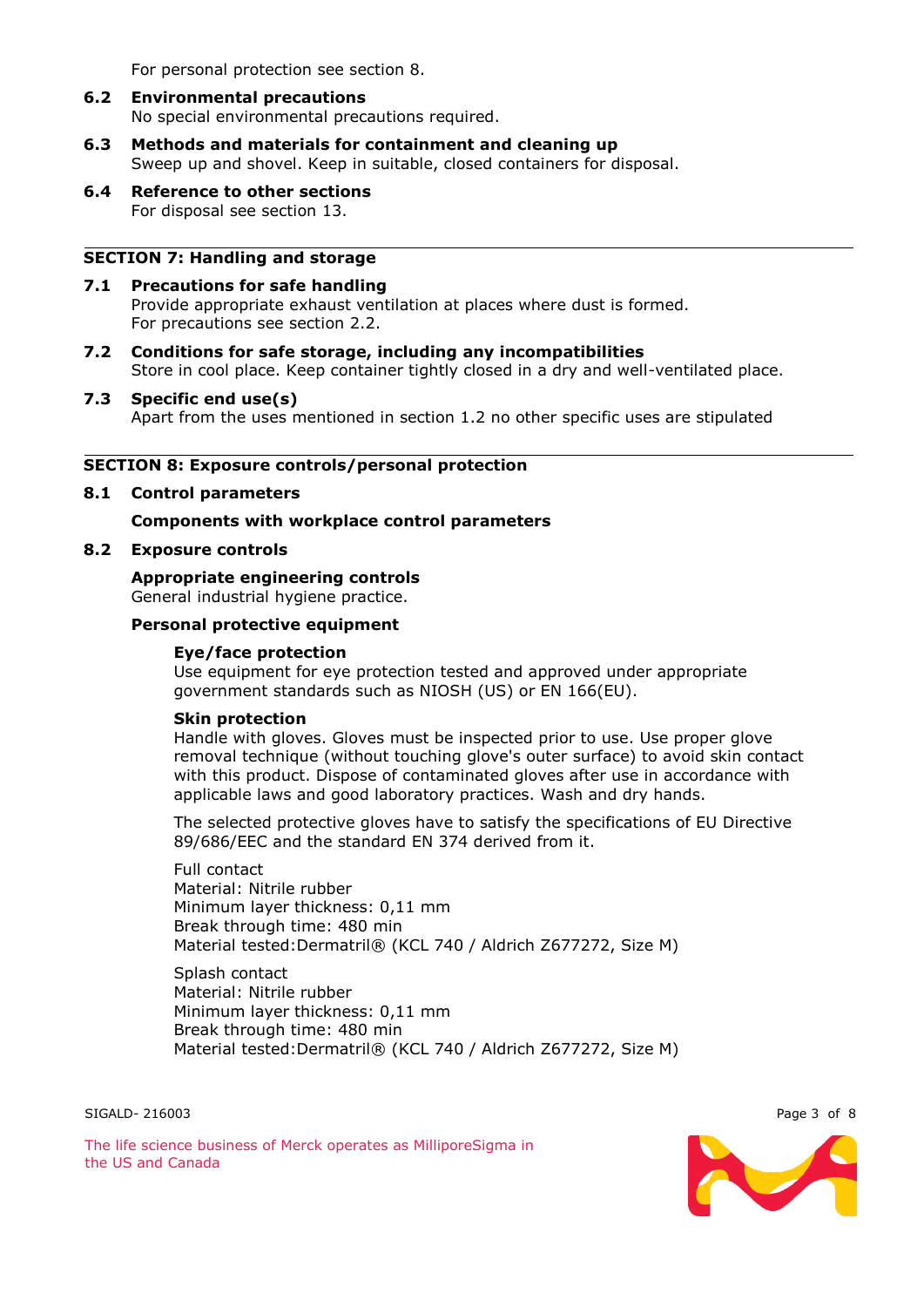For personal protection see section 8.

**6.2 Environmental precautions**
No special environmental precautions required.

**6.3 Methods and materials for containment and cleaning up**
Sweep up and shovel. Keep in suitable, closed containers for disposal.

**6.4 Reference to other sections**
For disposal see section 13.

## SECTION 7: Handling and storage

**7.1 Precautions for safe handling**
Provide appropriate exhaust ventilation at places where dust is formed.
For precautions see section 2.2.

**7.2 Conditions for safe storage, including any incompatibilities**
Store in cool place. Keep container tightly closed in a dry and well-ventilated place.

**7.3 Specific end use(s)**
Apart from the uses mentioned in section 1.2 no other specific uses are stipulated

## SECTION 8: Exposure controls/personal protection

**8.1 Control parameters**

**Components with workplace control parameters**

**8.2 Exposure controls**

**Appropriate engineering controls**
General industrial hygiene practice.

**Personal protective equipment**

**Eye/face protection**
Use equipment for eye protection tested and approved under appropriate government standards such as NIOSH (US) or EN 166(EU).

**Skin protection**
Handle with gloves. Gloves must be inspected prior to use. Use proper glove removal technique (without touching glove's outer surface) to avoid skin contact with this product. Dispose of contaminated gloves after use in accordance with applicable laws and good laboratory practices. Wash and dry hands.

The selected protective gloves have to satisfy the specifications of EU Directive 89/686/EEC and the standard EN 374 derived from it.

Full contact
Material: Nitrile rubber
Minimum layer thickness: 0,11 mm
Break through time: 480 min
Material tested:Dermatril® (KCL 740 / Aldrich Z677272, Size M)

Splash contact
Material: Nitrile rubber
Minimum layer thickness: 0,11 mm
Break through time: 480 min
Material tested:Dermatril® (KCL 740 / Aldrich Z677272, Size M)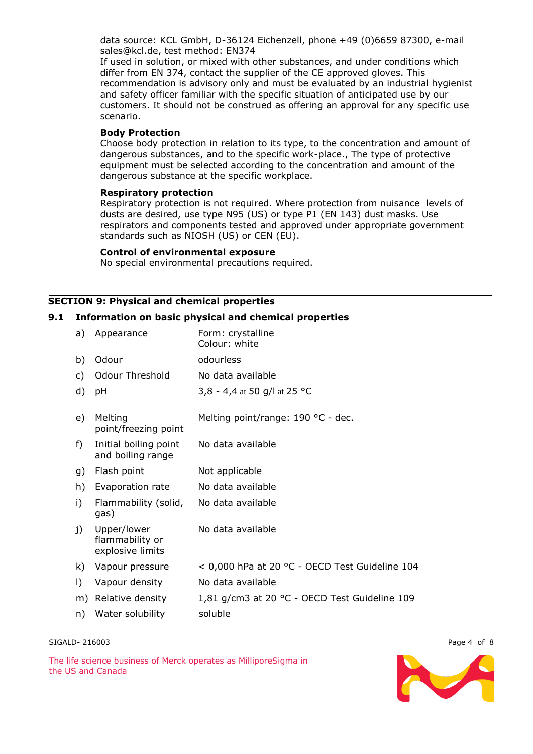data source: KCL GmbH, D-36124 Eichenzell, phone +49 (0)6659 87300, e-mail sales@kcl.de, test method: EN374
If used in solution, or mixed with other substances, and under conditions which differ from EN 374, contact the supplier of the CE approved gloves. This recommendation is advisory only and must be evaluated by an industrial hygienist and safety officer familiar with the specific situation of anticipated use by our customers. It should not be construed as offering an approval for any specific use scenario.

**Body Protection**
Choose body protection in relation to its type, to the concentration and amount of dangerous substances, and to the specific work-place., The type of protective equipment must be selected according to the concentration and amount of the dangerous substance at the specific workplace.

**Respiratory protection**
Respiratory protection is not required. Where protection from nuisance levels of dusts are desired, use type N95 (US) or type P1 (EN 143) dust masks. Use respirators and components tested and approved under appropriate government standards such as NIOSH (US) or CEN (EU).

**Control of environmental exposure**
No special environmental precautions required.

## SECTION 9: Physical and chemical properties

### 9.1 Information on basic physical and chemical properties

| | | |
|---|---|---|
| a) | Appearance | Form: crystalline<br>Colour: white |
| b) | Odour | odourless |
| c) | Odour Threshold | No data available |
| d) | pH | 3,8 - 4,4 at 50 g/l at 25 °C |
| e) | Melting point/freezing point | Melting point/range: 190 °C - dec. |
| f) | Initial boiling point and boiling range | No data available |
| g) | Flash point | Not applicable |
| h) | Evaporation rate | No data available |
| i) | Flammability (solid, gas) | No data available |
| j) | Upper/lower flammability or explosive limits | No data available |
| k) | Vapour pressure | < 0,000 hPa at 20 °C - OECD Test Guideline 104 |
| l) | Vapour density | No data available |
| m) | Relative density | 1,81 g/cm3 at 20 °C - OECD Test Guideline 109 |
| n) | Water solubility | soluble |

SIGALD- 216003

The life science business of Merck operates as MilliporeSigma in the US and Canada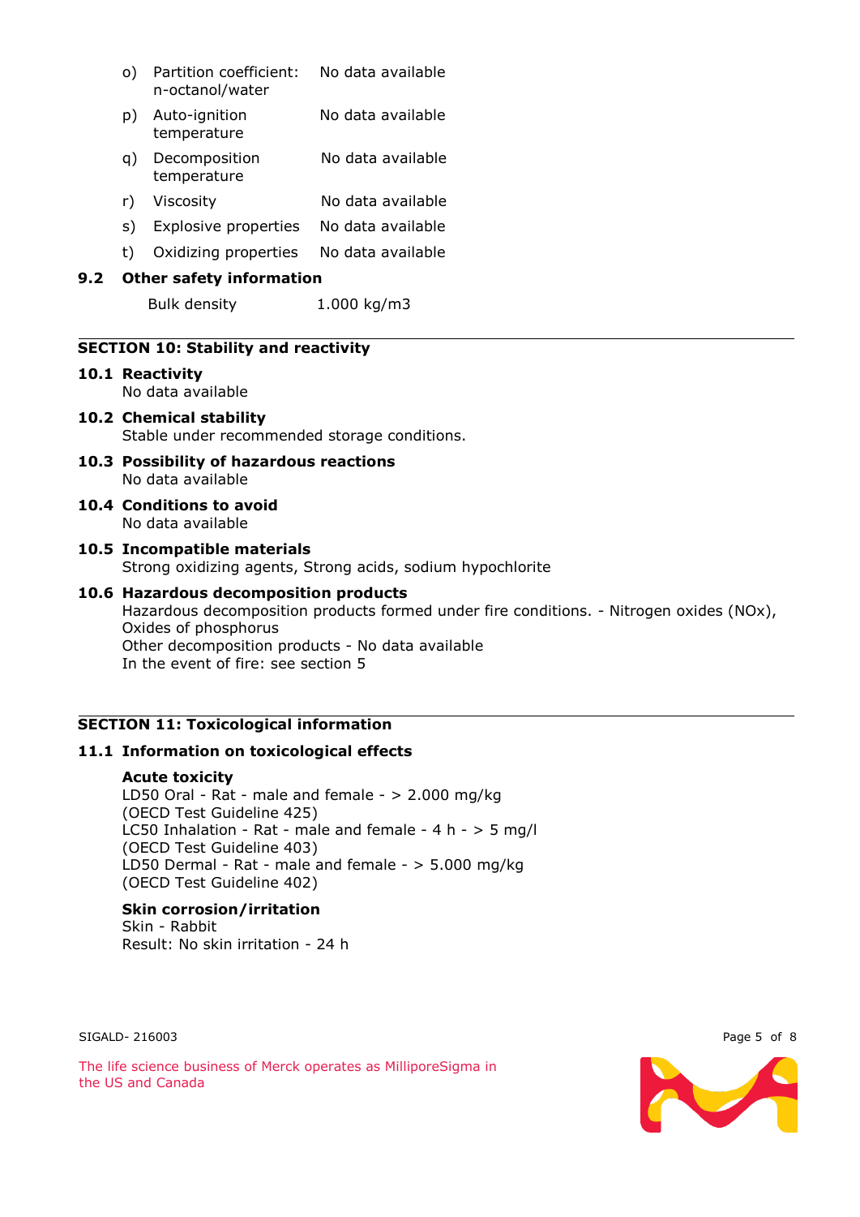| | | |
|---|---|---|
| o) | Partition coefficient: n-octanol/water | No data available |
| p) | Auto-ignition temperature | No data available |
| q) | Decomposition temperature | No data available |
| r) | Viscosity | No data available |
| s) | Explosive properties | No data available |
| t) | Oxidizing properties | No data available |

### 9.2 Other safety information

Bulk density 1.000 kg/m3

## SECTION 10: Stability and reactivity

### 10.1 Reactivity
No data available

### 10.2 Chemical stability
Stable under recommended storage conditions.

### 10.3 Possibility of hazardous reactions
No data available

### 10.4 Conditions to avoid
No data available

### 10.5 Incompatible materials
Strong oxidizing agents, Strong acids, sodium hypochlorite

### 10.6 Hazardous decomposition products
Hazardous decomposition products formed under fire conditions. - Nitrogen oxides (NOx), Oxides of phosphorus
Other decomposition products - No data available
In the event of fire: see section 5

## SECTION 11: Toxicological information

### 11.1 Information on toxicological effects

**Acute toxicity**
LD50 Oral - Rat - male and female - > 2.000 mg/kg
(OECD Test Guideline 425)
LC50 Inhalation - Rat - male and female - 4 h - > 5 mg/l
(OECD Test Guideline 403)
LD50 Dermal - Rat - male and female - > 5.000 mg/kg
(OECD Test Guideline 402)

**Skin corrosion/irritation**
Skin - Rabbit
Result: No skin irritation - 24 h

SIGALD- 216003

The life science business of Merck operates as MilliporeSigma in the US and Canada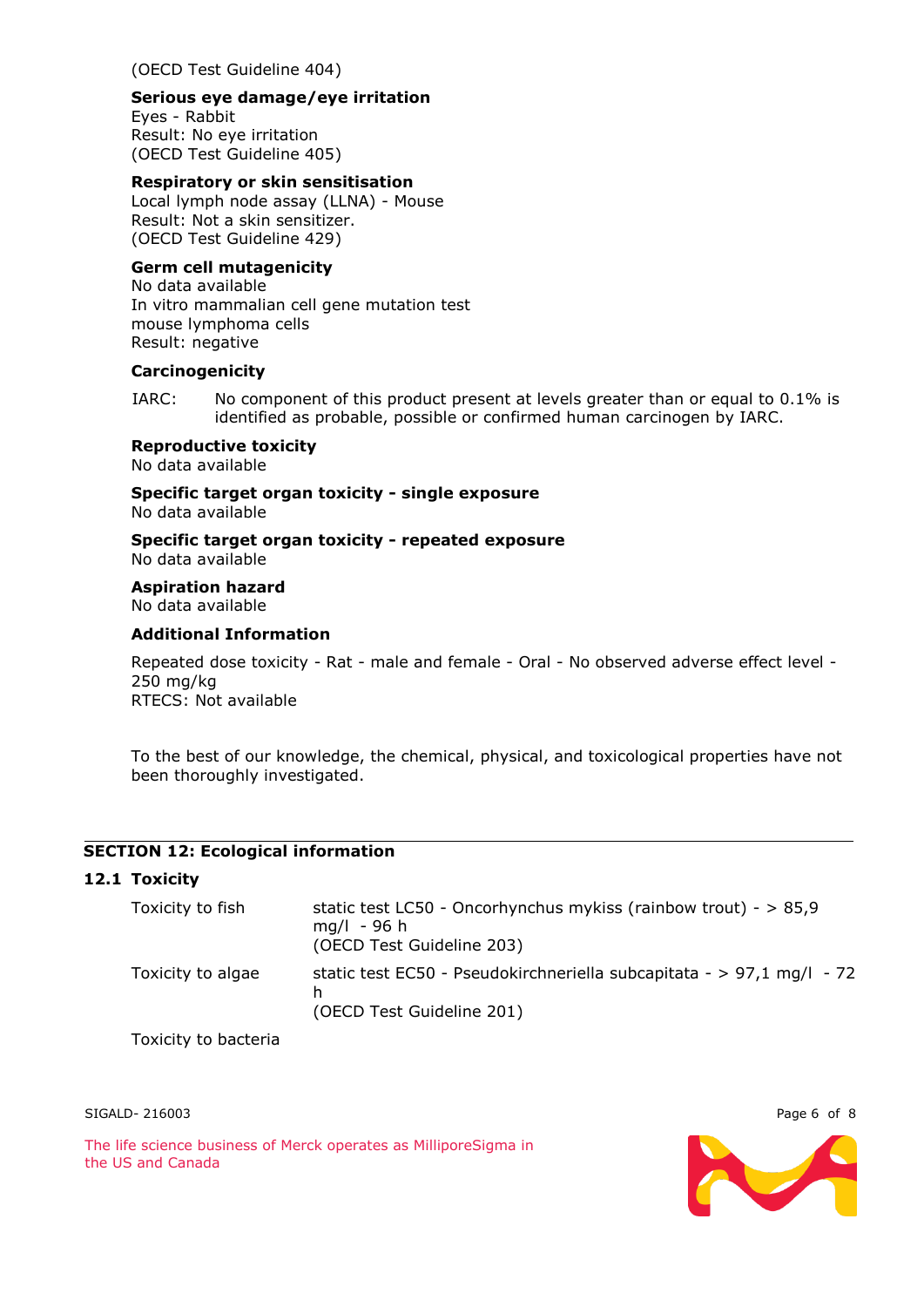(OECD Test Guideline 404)

**Serious eye damage/eye irritation**
Eyes - Rabbit
Result: No eye irritation
(OECD Test Guideline 405)

**Respiratory or skin sensitisation**
Local lymph node assay (LLNA) - Mouse
Result: Not a skin sensitizer.
(OECD Test Guideline 429)

**Germ cell mutagenicity**
No data available
In vitro mammalian cell gene mutation test
mouse lymphoma cells
Result: negative

**Carcinogenicity**

IARC: No component of this product present at levels greater than or equal to 0.1% is identified as probable, possible or confirmed human carcinogen by IARC.

**Reproductive toxicity**
No data available

**Specific target organ toxicity - single exposure**
No data available

**Specific target organ toxicity - repeated exposure**
No data available

**Aspiration hazard**
No data available

**Additional Information**

Repeated dose toxicity - Rat - male and female - Oral - No observed adverse effect level - 250 mg/kg
RTECS: Not available

To the best of our knowledge, the chemical, physical, and toxicological properties have not been thoroughly investigated.

## SECTION 12: Ecological information

### 12.1 Toxicity

| | |
|---|---|
| Toxicity to fish | static test LC50 - Oncorhynchus mykiss (rainbow trout) - > 85,9 mg/l - 96 h (OECD Test Guideline 203) |
| Toxicity to algae | static test EC50 - Pseudokirchneriella subcapitata - > 97,1 mg/l - 72 h (OECD Test Guideline 201) |
| Toxicity to bacteria | |

SIGALD- 216003

The life science business of Merck operates as MilliporeSigma in the US and Canada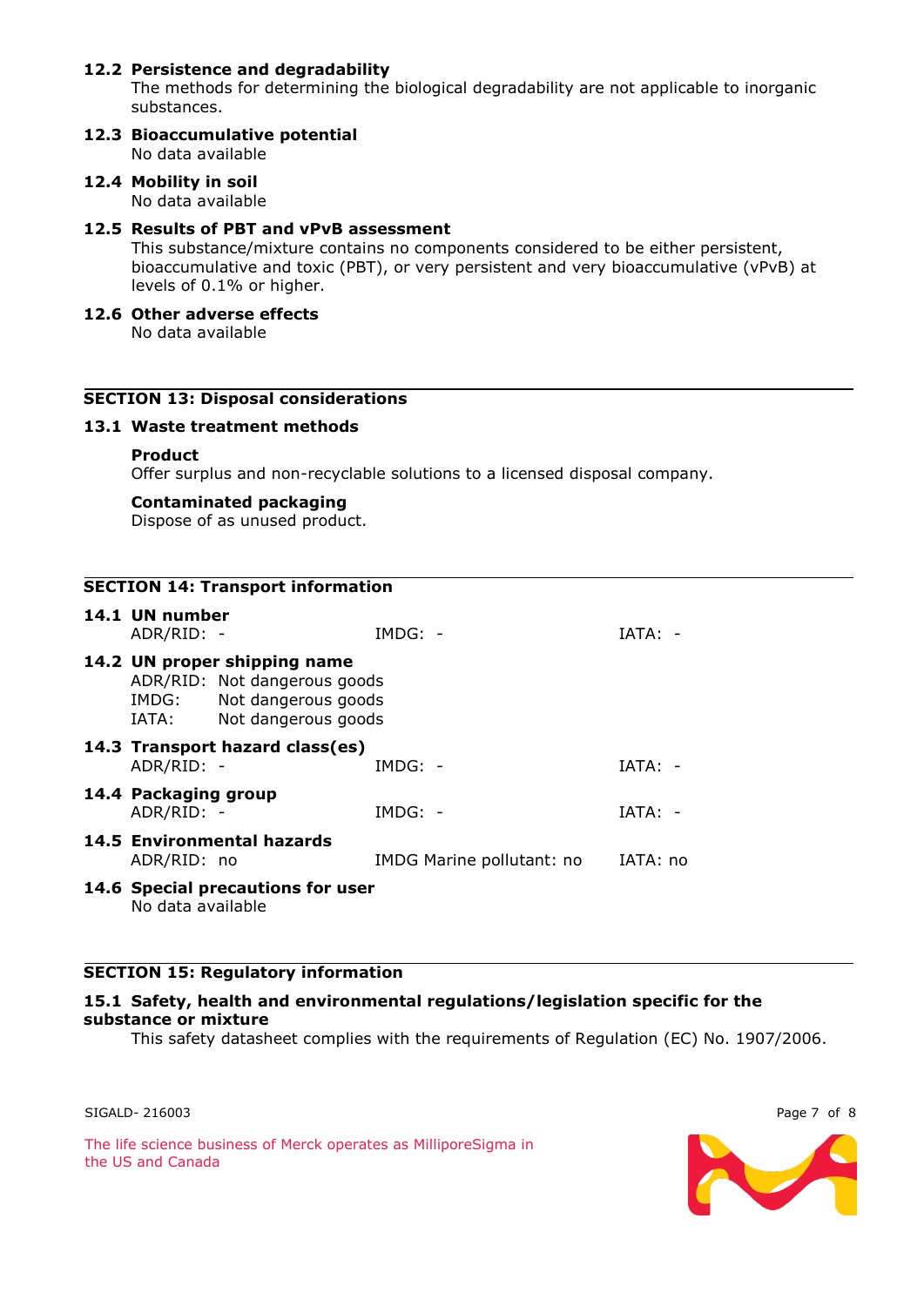### 12.2 Persistence and degradability

The methods for determining the biological degradability are not applicable to inorganic substances.

### 12.3 Bioaccumulative potential

No data available

### 12.4 Mobility in soil

No data available

### 12.5 Results of PBT and vPvB assessment

This substance/mixture contains no components considered to be either persistent, bioaccumulative and toxic (PBT), or very persistent and very bioaccumulative (vPvB) at levels of 0.1% or higher.

### 12.6 Other adverse effects

No data available

## SECTION 13: Disposal considerations

### 13.1 Waste treatment methods

**Product**

Offer surplus and non-recyclable solutions to a licensed disposal company.

**Contaminated packaging**

Dispose of as unused product.

## SECTION 14: Transport information

### 14.1 UN number

| ADR/RID: - | IMDG: - | IATA: - |
|---|---|---|

### 14.2 UN proper shipping name

ADR/RID: Not dangerous goods
IMDG: Not dangerous goods
IATA: Not dangerous goods

### 14.3 Transport hazard class(es)

| ADR/RID: - | IMDG: - | IATA: - |
|---|---|---|

### 14.4 Packaging group

| ADR/RID: - | IMDG: - | IATA: - |
|---|---|---|

### 14.5 Environmental hazards

| ADR/RID: no | IMDG Marine pollutant: no | IATA: no |
|---|---|---|

### 14.6 Special precautions for user

No data available

## SECTION 15: Regulatory information

### 15.1 Safety, health and environmental regulations/legislation specific for the substance or mixture

This safety datasheet complies with the requirements of Regulation (EC) No. 1907/2006.

SIGALD- 216003

The life science business of Merck operates as MilliporeSigma in the US and Canada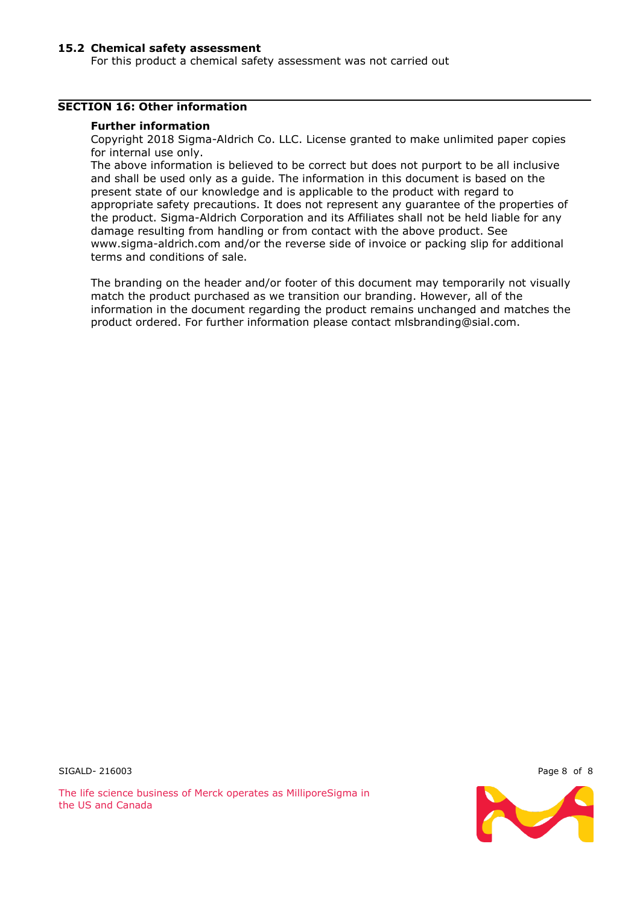### 15.2 Chemical safety assessment

For this product a chemical safety assessment was not carried out

## SECTION 16: Other information

**Further information**

Copyright 2018 Sigma-Aldrich Co. LLC. License granted to make unlimited paper copies for internal use only.
The above information is believed to be correct but does not purport to be all inclusive and shall be used only as a guide. The information in this document is based on the present state of our knowledge and is applicable to the product with regard to appropriate safety precautions. It does not represent any guarantee of the properties of the product. Sigma-Aldrich Corporation and its Affiliates shall not be held liable for any damage resulting from handling or from contact with the above product. See www.sigma-aldrich.com and/or the reverse side of invoice or packing slip for additional terms and conditions of sale.

The branding on the header and/or footer of this document may temporarily not visually match the product purchased as we transition our branding. However, all of the information in the document regarding the product remains unchanged and matches the product ordered. For further information please contact mlsbranding@sial.com.